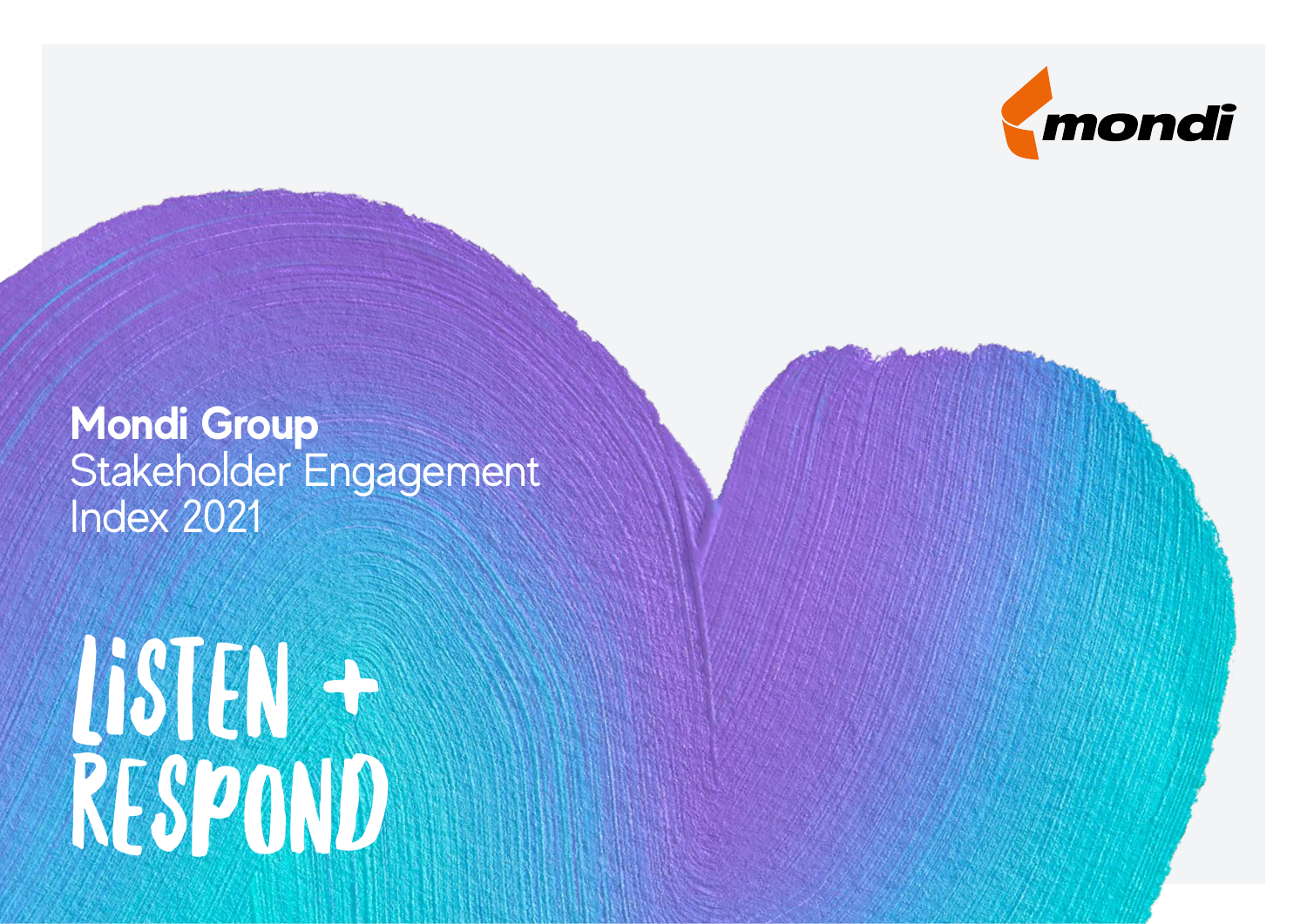mondi

# Mondi Group
Stakeholder Engagement
Index 2021

# LISTEN + RESPOND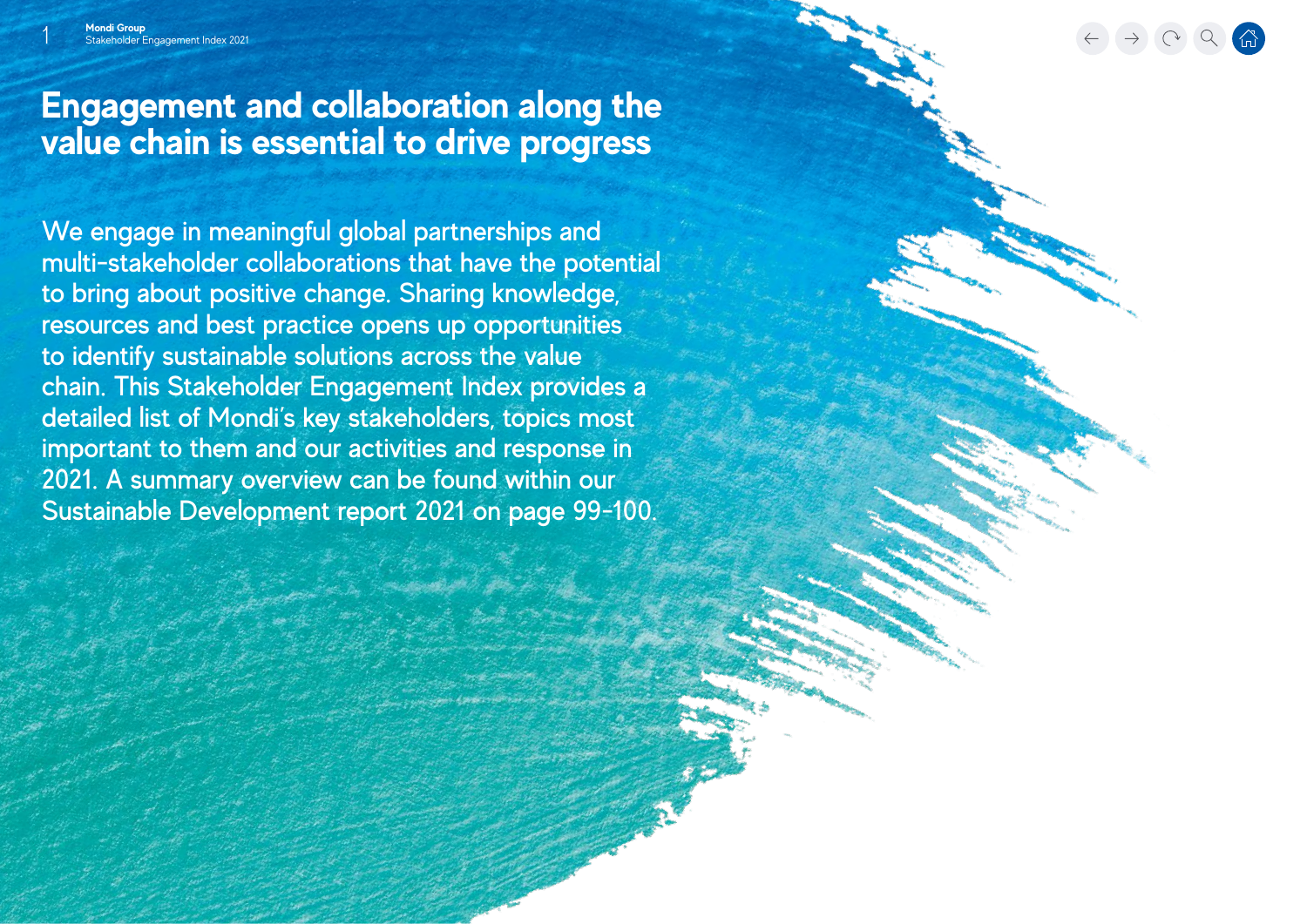# Engagement and collaboration along the value chain is essential to drive progress

We engage in meaningful global partnerships and multi-stakeholder collaborations that have the potential to bring about positive change. Sharing knowledge, resources and best practice opens up opportunities to identify sustainable solutions across the value chain. This Stakeholder Engagement Index provides a detailed list of Mondi's key stakeholders, topics most important to them and our activities and response in 2021. A summary overview can be found within our Sustainable Development report 2021 on page 99-100.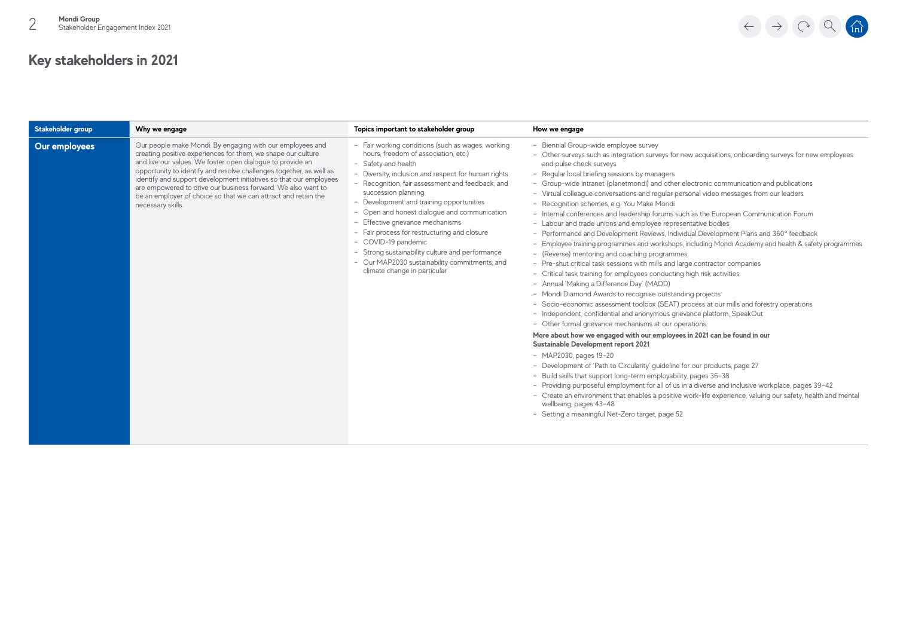# Key stakeholders in 2021

| Stakeholder group | Why we engage | Topics important to stakeholder group | How we engage |
|---|---|---|---|
| **Our employees** | Our people make Mondi. By engaging with our employees and creating positive experiences for them, we shape our culture and live our values. We foster open dialogue to provide an opportunity to identify and resolve challenges together, as well as identify and support development initiatives so that our employees are empowered to drive our business forward. We also want to be an employer of choice so that we can attract and retain the necessary skills. | – Fair working conditions (such as wages, working hours, freedom of association, etc.)<br>– Safety and health<br>– Diversity, inclusion and respect for human rights<br>– Recognition, fair assessment and feedback, and succession planning<br>– Development and training opportunities<br>– Open and honest dialogue and communication<br>– Effective grievance mechanisms<br>– Fair process for restructuring and closure<br>– COVID-19 pandemic<br>– Strong sustainability culture and performance<br>– Our MAP2030 sustainability commitments, and climate change in particular | – Biennial Group-wide employee survey<br>– Other surveys such as integration surveys for new acquisitions, onboarding surveys for new employees and pulse check surveys<br>– Regular local briefing sessions by managers<br>– Group-wide intranet (planetmondi) and other electronic communication and publications<br>– Virtual colleague conversations and regular personal video messages from our leaders<br>– Recognition schemes, e.g. You Make Mondi<br>– Internal conferences and leadership forums such as the European Communication Forum<br>– Labour and trade unions and employee representative bodies<br>– Performance and Development Reviews, Individual Development Plans and 360° feedback<br>– Employee training programmes and workshops, including Mondi Academy and health & safety programmes<br>– (Reverse) mentoring and coaching programmes<br>– Pre-shut critical task sessions with mills and large contractor companies<br>– Critical task training for employees conducting high risk activities<br>– Annual 'Making a Difference Day' (MADD)<br>– Mondi Diamond Awards to recognise outstanding projects<br>– Socio-economic assessment toolbox (SEAT) process at our mills and forestry operations<br>– Independent, confidential and anonymous grievance platform, SpeakOut<br>– Other formal grievance mechanisms at our operations<br><br>**More about how we engaged with our employees in 2021 can be found in our Sustainable Development report 2021**<br>– MAP2030, pages 19–20<br>– Development of 'Path to Circularity' guideline for our products, page 27<br>– Build skills that support long-term employability, pages 36–38<br>– Providing purposeful employment for all of us in a diverse and inclusive workplace, pages 39–42<br>– Create an environment that enables a positive work-life experience, valuing our safety, health and mental wellbeing, pages 43–48<br>– Setting a meaningful Net-Zero target, page 52 |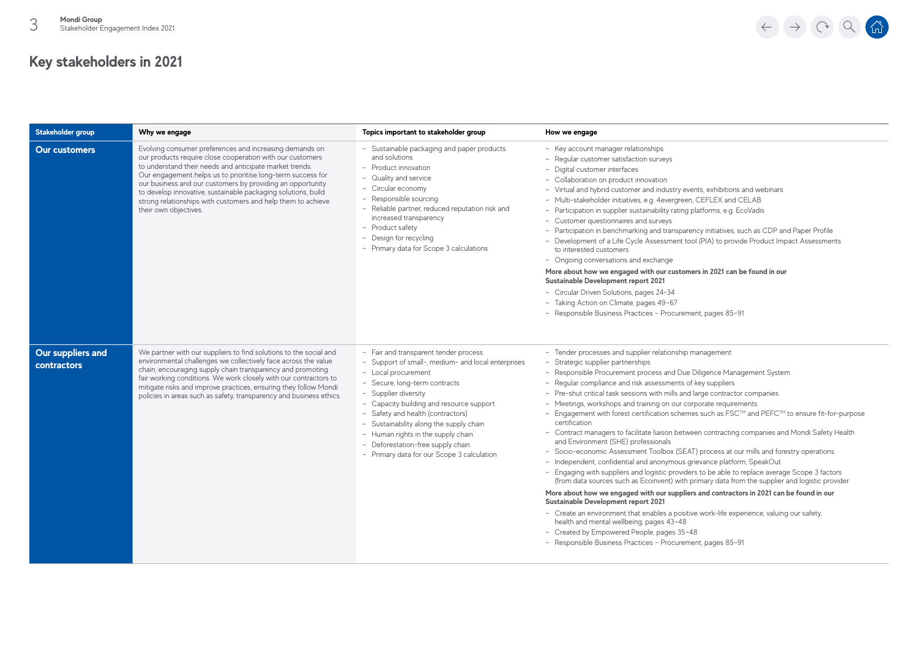# Key stakeholders in 2021

| Stakeholder group | Why we engage | Topics important to stakeholder group | How we engage |
|---|---|---|---|
| **Our customers** | Evolving consumer preferences and increasing demands on our products require close cooperation with our customers to understand their needs and anticipate market trends. Our engagement helps us to prioritise long-term success for our business and our customers by providing an opportunity to develop innovative, sustainable packaging solutions, build strong relationships with customers and help them to achieve their own objectives. | – Sustainable packaging and paper products and solutions<br>– Product innovation<br>– Quality and service<br>– Circular economy<br>– Responsible sourcing<br>– Reliable partner, reduced reputation risk and increased transparency<br>– Product safety<br>– Design for recycling<br>– Primary data for Scope 3 calculations | – Key account manager relationships<br>– Regular customer satisfaction surveys<br>– Digital customer interfaces<br>– Collaboration on product innovation<br>– Virtual and hybrid customer and industry events, exhibitions and webinars<br>– Multi-stakeholder initiatives, e.g. 4evergreen, CEFLEX and CELAB<br>– Participation in supplier sustainability rating platforms, e.g. EcoVadis<br>– Customer questionnaires and surveys<br>– Participation in benchmarking and transparency initiatives, such as CDP and Paper Profile<br>– Development of a Life Cycle Assessment tool (PIA) to provide Product Impact Assessments to interested customers<br>– Ongoing conversations and exchange<br>**More about how we engaged with our customers in 2021 can be found in our Sustainable Development report 2021**<br>– Circular Driven Solutions, pages 24–34<br>– Taking Action on Climate, pages 49–67<br>– Responsible Business Practices – Procurement, pages 85–91 |
| **Our suppliers and contractors** | We partner with our suppliers to find solutions to the social and environmental challenges we collectively face across the value chain, encouraging supply chain transparency and promoting fair working conditions. We work closely with our contractors to mitigate risks and improve practices, ensuring they follow Mondi policies in areas such as safety, transparency and business ethics. | – Fair and transparent tender process<br>– Support of small-, medium- and local enterprises<br>– Local procurement<br>– Secure, long-term contracts<br>– Supplier diversity<br>– Capacity building and resource support<br>– Safety and health (contractors)<br>– Sustainability along the supply chain<br>– Human rights in the supply chain<br>– Deforestation-free supply chain<br>– Primary data for our Scope 3 calculation | – Tender processes and supplier relationship management<br>– Strategic supplier partnerships<br>– Responsible Procurement process and Due Diligence Management System<br>– Regular compliance and risk assessments of key suppliers<br>– Pre-shut critical task sessions with mills and large contractor companies<br>– Meetings, workshops and training on our corporate requirements<br>– Engagement with forest certification schemes such as FSC™ and PEFC™ to ensure fit-for-purpose certification<br>– Contract managers to facilitate liaison between contracting companies and Mondi Safety Health and Environment (SHE) professionals<br>– Socio-economic Assessment Toolbox (SEAT) process at our mills and forestry operations<br>– Independent, confidential and anonymous grievance platform, SpeakOut<br>– Engaging with suppliers and logistic providers to be able to replace average Scope 3 factors (from data sources such as Ecoinvent) with primary data from the supplier and logistic provider<br>**More about how we engaged with our suppliers and contractors in 2021 can be found in our Sustainable Development report 2021**<br>– Create an environment that enables a positive work-life experience, valuing our safety, health and mental wellbeing, pages 43–48<br>– Created by Empowered People, pages 35–48<br>– Responsible Business Practices – Procurement, pages 85–91 |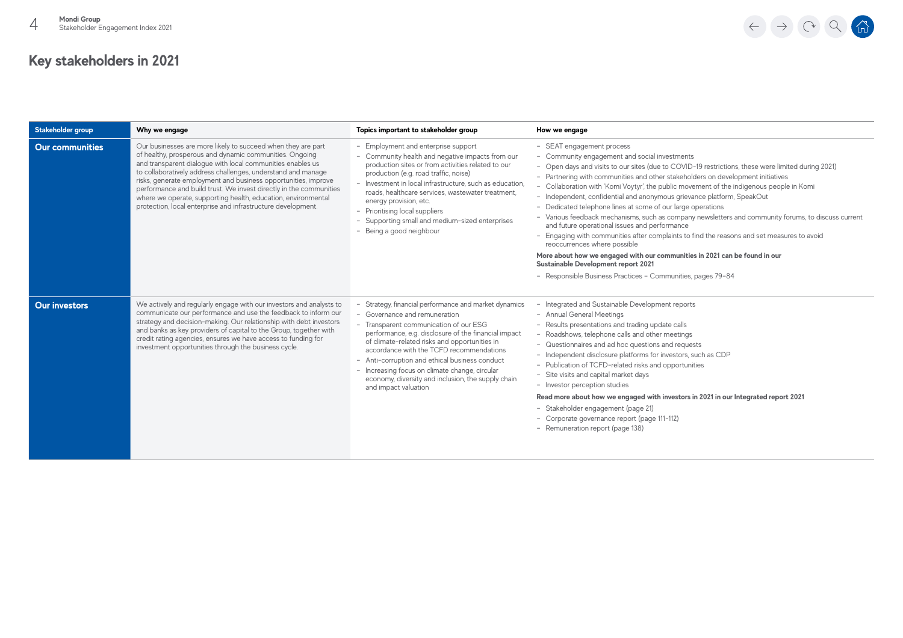## Key stakeholders in 2021

| Stakeholder group | Why we engage | Topics important to stakeholder group | How we engage |
|---|---|---|---|
| **Our communities** | Our businesses are more likely to succeed when they are part of healthy, prosperous and dynamic communities. Ongoing and transparent dialogue with local communities enables us to collaboratively address challenges, understand and manage risks, generate employment and business opportunities, improve performance and build trust. We invest directly in the communities where we operate, supporting health, education, environmental protection, local enterprise and infrastructure development. | – Employment and enterprise support<br>– Community health and negative impacts from our production sites or from activities related to our production (e.g. road traffic, noise)<br>– Investment in local infrastructure, such as education, roads, healthcare services, wastewater treatment, energy provision, etc.<br>– Prioritising local suppliers<br>– Supporting small and medium-sized enterprises<br>– Being a good neighbour | – SEAT engagement process<br>– Community engagement and social investments<br>– Open days and visits to our sites (due to COVID-19 restrictions, these were limited during 2021)<br>– Partnering with communities and other stakeholders on development initiatives<br>– Collaboration with 'Komi Voytyr', the public movement of the indigenous people in Komi<br>– Independent, confidential and anonymous grievance platform, SpeakOut<br>– Dedicated telephone lines at some of our large operations<br>– Various feedback mechanisms, such as company newsletters and community forums, to discuss current and future operational issues and performance<br>– Engaging with communities after complaints to find the reasons and set measures to avoid reoccurrences where possible<br>**More about how we engaged with our communities in 2021 can be found in our Sustainable Development report 2021**<br>– Responsible Business Practices – Communities, pages 79–84 |
| **Our investors** | We actively and regularly engage with our investors and analysts to communicate our performance and use the feedback to inform our strategy and decision-making. Our relationship with debt investors and banks as key providers of capital to the Group, together with credit rating agencies, ensures we have access to funding for investment opportunities through the business cycle. | – Strategy, financial performance and market dynamics<br>– Governance and remuneration<br>– Transparent communication of our ESG performance, e.g. disclosure of the financial impact of climate-related risks and opportunities in accordance with the TCFD recommendations<br>– Anti-corruption and ethical business conduct<br>– Increasing focus on climate change, circular economy, diversity and inclusion, the supply chain and impact valuation | – Integrated and Sustainable Development reports<br>– Annual General Meetings<br>– Results presentations and trading update calls<br>– Roadshows, telephone calls and other meetings<br>– Questionnaires and ad hoc questions and requests<br>– Independent disclosure platforms for investors, such as CDP<br>– Publication of TCFD-related risks and opportunities<br>– Site visits and capital market days<br>– Investor perception studies<br>**Read more about how we engaged with investors in 2021 in our Integrated report 2021**<br>– Stakeholder engagement (page 21)<br>– Corporate governance report (page 111–112)<br>– Remuneration report (page 138) |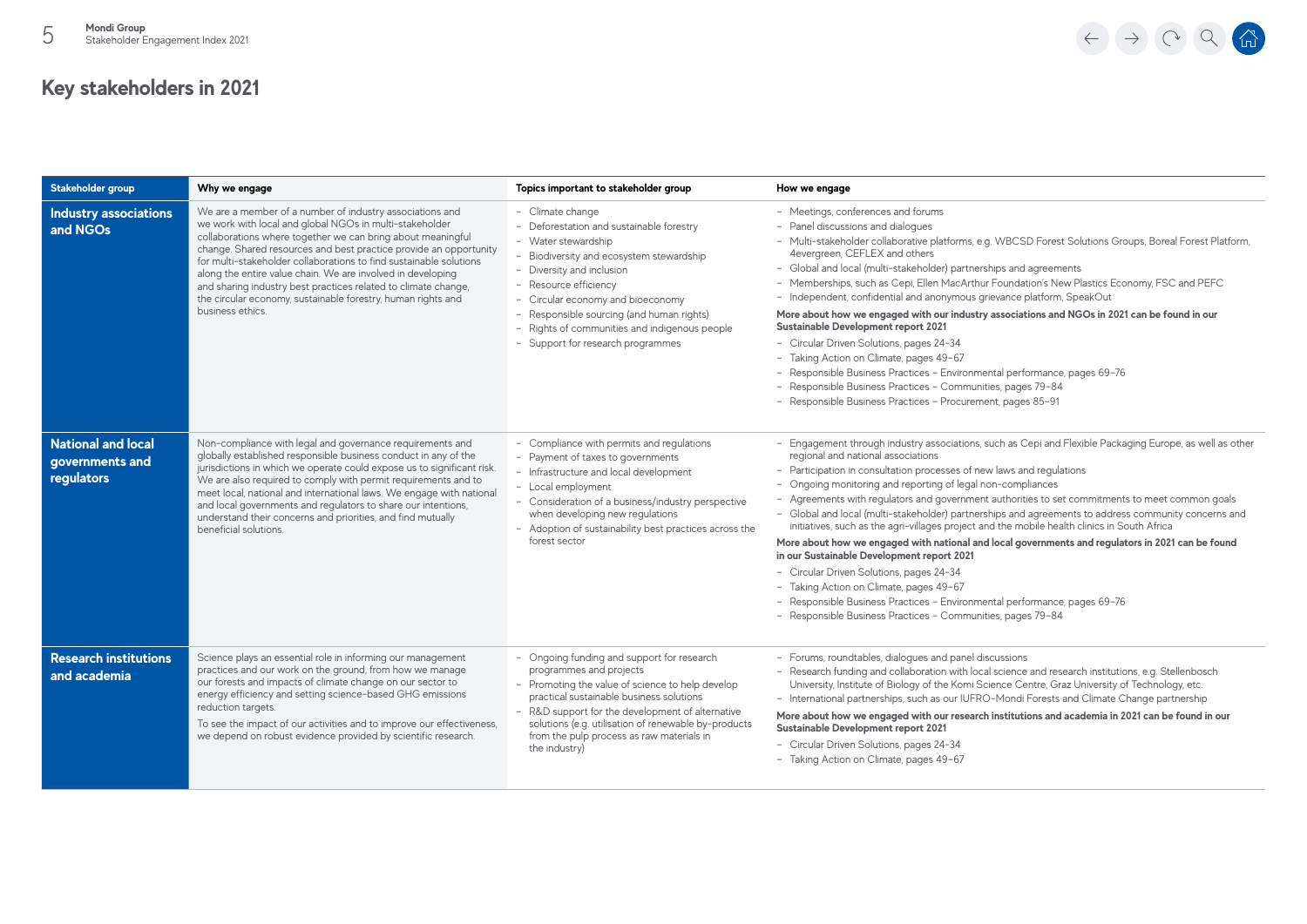## Key stakeholders in 2021

| Stakeholder group | Why we engage | Topics important to stakeholder group | How we engage |
|---|---|---|---|
| **Industry associations and NGOs** | We are a member of a number of industry associations and we work with local and global NGOs in multi-stakeholder collaborations where together we can bring about meaningful change. Shared resources and best practice provide an opportunity for multi-stakeholder collaborations to find sustainable solutions along the entire value chain. We are involved in developing and sharing industry best practices related to climate change, the circular economy, sustainable forestry, human rights and business ethics. | – Climate change<br>– Deforestation and sustainable forestry<br>– Water stewardship<br>– Biodiversity and ecosystem stewardship<br>– Diversity and inclusion<br>– Resource efficiency<br>– Circular economy and bioeconomy<br>– Responsible sourcing (and human rights)<br>– Rights of communities and indigenous people<br>– Support for research programmes | – Meetings, conferences and forums<br>– Panel discussions and dialogues<br>– Multi-stakeholder collaborative platforms, e.g. WBCSD Forest Solutions Groups, Boreal Forest Platform, 4evergreen, CEFLEX and others<br>– Global and local (multi-stakeholder) partnerships and agreements<br>– Memberships, such as Cepi, Ellen MacArthur Foundation's New Plastics Economy, FSC and PEFC<br>– Independent, confidential and anonymous grievance platform, SpeakOut<br>**More about how we engaged with our industry associations and NGOs in 2021 can be found in our Sustainable Development report 2021**<br>– Circular Driven Solutions, pages 24–34<br>– Taking Action on Climate, pages 49–67<br>– Responsible Business Practices – Environmental performance, pages 69–76<br>– Responsible Business Practices – Communities, pages 79–84<br>– Responsible Business Practices – Procurement, pages 85–91 |
| **National and local governments and regulators** | Non-compliance with legal and governance requirements and globally established responsible business conduct in any of the jurisdictions in which we operate could expose us to significant risk. We are also required to comply with permit requirements and to meet local, national and international laws. We engage with national and local governments and regulators to share our intentions, understand their concerns and priorities, and find mutually beneficial solutions. | – Compliance with permits and regulations<br>– Payment of taxes to governments<br>– Infrastructure and local development<br>– Local employment<br>– Consideration of a business/industry perspective when developing new regulations<br>– Adoption of sustainability best practices across the forest sector | – Engagement through industry associations, such as Cepi and Flexible Packaging Europe, as well as other regional and national associations<br>– Participation in consultation processes of new laws and regulations<br>– Ongoing monitoring and reporting of legal non-compliances<br>– Agreements with regulators and government authorities to set commitments to meet common goals<br>– Global and local (multi-stakeholder) partnerships and agreements to address community concerns and initiatives, such as the agri-villages project and the mobile health clinics in South Africa<br>**More about how we engaged with national and local governments and regulators in 2021 can be found in our Sustainable Development report 2021**<br>– Circular Driven Solutions, pages 24–34<br>– Taking Action on Climate, pages 49–67<br>– Responsible Business Practices – Environmental performance, pages 69–76<br>– Responsible Business Practices – Communities, pages 79–84 |
| **Research institutions and academia** | Science plays an essential role in informing our management practices and our work on the ground, from how we manage our forests and impacts of climate change on our sector to energy efficiency and setting science-based GHG emissions reduction targets.<br>To see the impact of our activities and to improve our effectiveness, we depend on robust evidence provided by scientific research. | – Ongoing funding and support for research programmes and projects<br>– Promoting the value of science to help develop practical sustainable business solutions<br>– R&D support for the development of alternative solutions (e.g. utilisation of renewable by-products from the pulp process as raw materials in the industry) | – Forums, roundtables, dialogues and panel discussions<br>– Research funding and collaboration with local science and research institutions, e.g. Stellenbosch University, Institute of Biology of the Komi Science Centre, Graz University of Technology, etc.<br>– International partnerships, such as our IUFRO-Mondi Forests and Climate Change partnership<br>**More about how we engaged with our research institutions and academia in 2021 can be found in our Sustainable Development report 2021**<br>– Circular Driven Solutions, pages 24–34<br>– Taking Action on Climate, pages 49–67 |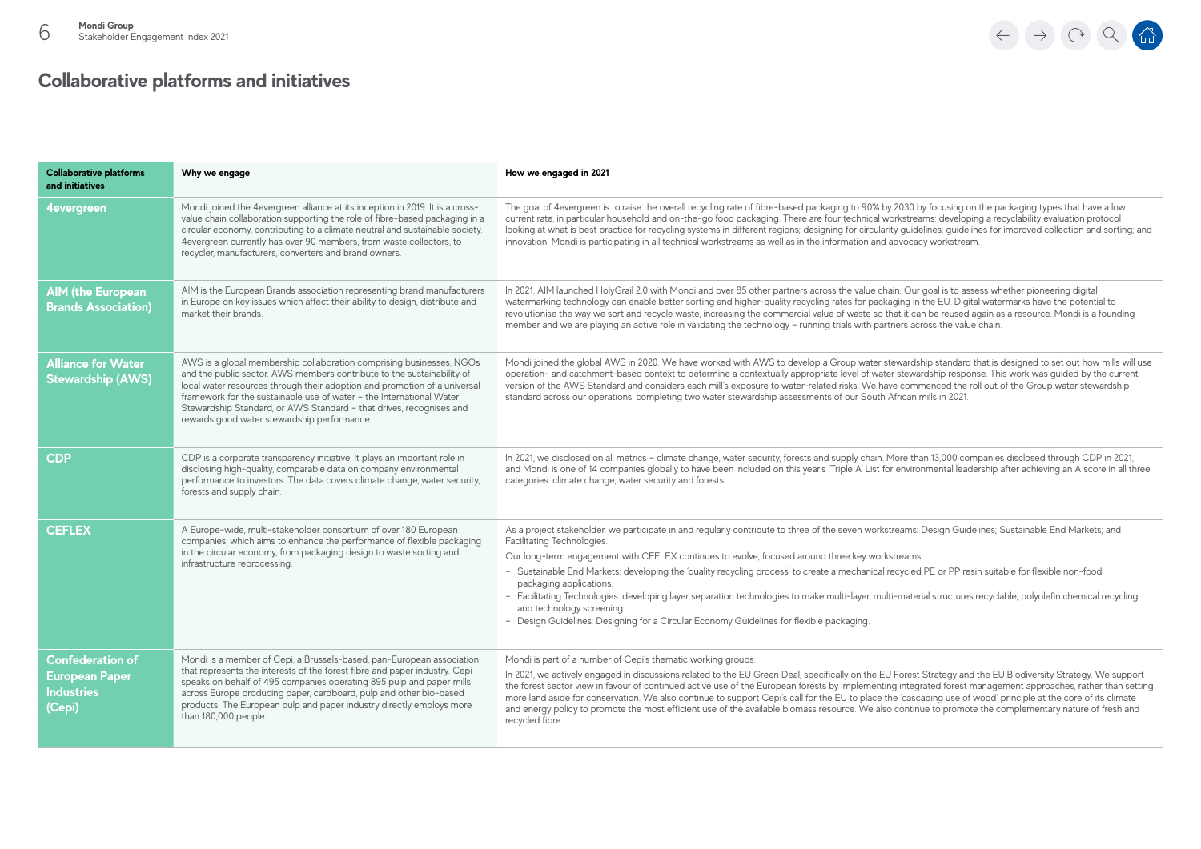## Collaborative platforms and initiatives

| Collaborative platforms and initiatives | Why we engage | How we engaged in 2021 |
|---|---|---|
| **4evergreen** | Mondi joined the 4evergreen alliance at its inception in 2019. It is a cross-value chain collaboration supporting the role of fibre-based packaging in a circular economy, contributing to a climate neutral and sustainable society. 4evergreen currently has over 90 members, from waste collectors, to recycler, manufacturers, converters and brand owners. | The goal of 4evergreen is to raise the overall recycling rate of fibre-based packaging to 90% by 2030 by focusing on the packaging types that have a low current rate, in particular household and on-the-go food packaging. There are four technical workstreams: developing a recyclability evaluation protocol looking at what is best practice for recycling systems in different regions; designing for circularity guidelines; guidelines for improved collection and sorting; and innovation. Mondi is participating in all technical workstreams as well as in the information and advocacy workstream. |
| **AIM (the European Brands Association)** | AIM is the European Brands association representing brand manufacturers in Europe on key issues which affect their ability to design, distribute and market their brands. | In 2021, AIM launched HolyGrail 2.0 with Mondi and over 85 other partners across the value chain. Our goal is to assess whether pioneering digital watermarking technology can enable better sorting and higher-quality recycling rates for packaging in the EU. Digital watermarks have the potential to revolutionise the way we sort and recycle waste, increasing the commercial value of waste so that it can be reused again as a resource. Mondi is a founding member and we are playing an active role in validating the technology – running trials with partners across the value chain. |
| **Alliance for Water Stewardship (AWS)** | AWS is a global membership collaboration comprising businesses, NGOs and the public sector. AWS members contribute to the sustainability of local water resources through their adoption and promotion of a universal framework for the sustainable use of water – the International Water Stewardship Standard, or AWS Standard – that drives, recognises and rewards good water stewardship performance. | Mondi joined the global AWS in 2020. We have worked with AWS to develop a Group water stewardship standard that is designed to set out how mills will use operation- and catchment-based context to determine a contextually appropriate level of water stewardship response. This work was guided by the current version of the AWS Standard and considers each mill's exposure to water-related risks. We have commenced the roll out of the Group water stewardship standard across our operations, completing two water stewardship assessments of our South African mills in 2021. |
| **CDP** | CDP is a corporate transparency initiative. It plays an important role in disclosing high-quality, comparable data on company environmental performance to investors. The data covers climate change, water security, forests and supply chain. | In 2021, we disclosed on all metrics – climate change, water security, forests and supply chain. More than 13,000 companies disclosed through CDP in 2021, and Mondi is one of 14 companies globally to have been included on this year's 'Triple A' List for environmental leadership after achieving an A score in all three categories: climate change, water security and forests. |
| **CEFLEX** | A Europe-wide, multi-stakeholder consortium of over 180 European companies, which aims to enhance the performance of flexible packaging in the circular economy, from packaging design to waste sorting and infrastructure reprocessing. | As a project stakeholder, we participate in and regularly contribute to three of the seven workstreams: Design Guidelines; Sustainable End Markets; and Facilitating Technologies.<br><br>Our long-term engagement with CEFLEX continues to evolve, focused around three key workstreams:<br>– Sustainable End Markets: developing the 'quality recycling process' to create a mechanical recycled PE or PP resin suitable for flexible non-food packaging applications.<br>– Facilitating Technologies: developing layer separation technologies to make multi-layer, multi-material structures recyclable; polyolefin chemical recycling and technology screening.<br>– Design Guidelines: Designing for a Circular Economy Guidelines for flexible packaging. |
| **Confederation of European Paper Industries (Cepi)** | Mondi is a member of Cepi, a Brussels-based, pan-European association that represents the interests of the forest fibre and paper industry. Cepi speaks on behalf of 495 companies operating 895 pulp and paper mills across Europe producing paper, cardboard, pulp and other bio-based products. The European pulp and paper industry directly employs more than 180,000 people. | Mondi is part of a number of Cepi's thematic working groups.<br><br>In 2021, we actively engaged in discussions related to the EU Green Deal, specifically on the EU Forest Strategy and the EU Biodiversity Strategy. We support the forest sector view in favour of continued active use of the European forests by implementing integrated forest management approaches, rather than setting more land aside for conservation. We also continue to support Cepi's call for the EU to place the 'cascading use of wood' principle at the core of its climate and energy policy to promote the most efficient use of the available biomass resource. We also continue to promote the complementary nature of fresh and recycled fibre. |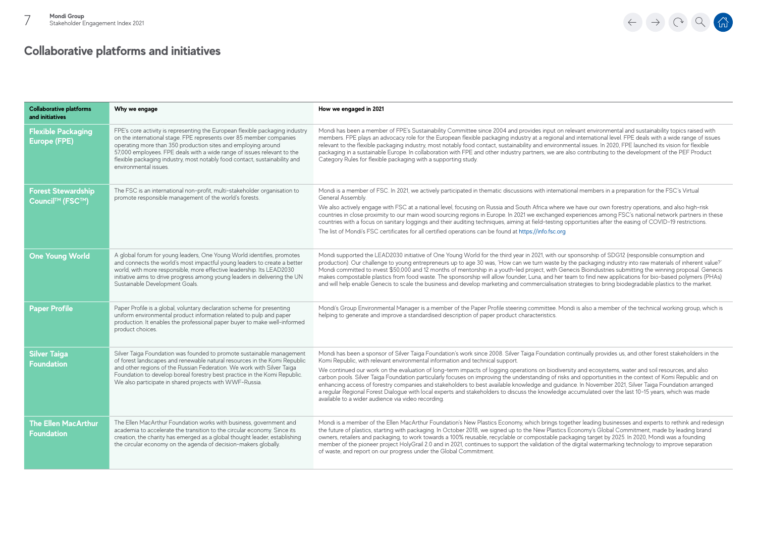# Collaborative platforms and initiatives

| Collaborative platforms and initiatives | Why we engage | How we engaged in 2021 |
|---|---|---|
| **Flexible Packaging Europe (FPE)** | FPE's core activity is representing the European flexible packaging industry on the international stage. FPE represents over 85 member companies operating more than 350 production sites and employing around 57,000 employees. FPE deals with a wide range of issues relevant to the flexible packaging industry, most notably food contact, sustainability and environmental issues. | Mondi has been a member of FPE's Sustainability Committee since 2004 and provides input on relevant environmental and sustainability topics raised with members. FPE plays an advocacy role for the European flexible packaging industry at a regional and international level. FPE deals with a wide range of issues relevant to the flexible packaging industry, most notably food contact, sustainability and environmental issues. In 2020, FPE launched its vision for flexible packaging in a sustainable Europe. In collaboration with FPE and other industry partners, we are also contributing to the development of the PEF Product Category Rules for flexible packaging with a supporting study. |
| **Forest Stewardship Council™ (FSC™)** | The FSC is an international non-profit, multi-stakeholder organisation to promote responsible management of the world's forests. | Mondi is a member of FSC. In 2021, we actively participated in thematic discussions with international members in a preparation for the FSC's Virtual General Assembly.<br><br>We also actively engage with FSC at a national level, focusing on Russia and South Africa where we have our own forestry operations, and also high-risk countries in close proximity to our main wood sourcing regions in Europe. In 2021 we exchanged experiences among FSC's national network partners in these countries with a focus on sanitary loggings and their auditing techniques, aiming at field-testing opportunities after the easing of COVID-19 restrictions.<br><br>The list of Mondi's FSC certificates for all certified operations can be found at https://info.fsc.org |
| **One Young World** | A global forum for young leaders, One Young World identifies, promotes and connects the world's most impactful young leaders to create a better world, with more responsible, more effective leadership. Its LEAD2030 initiative aims to drive progress among young leaders in delivering the UN Sustainable Development Goals. | Mondi supported the LEAD2030 initiative of One Young World for the third year in 2021, with our sponsorship of SDG12 (responsible consumption and production). Our challenge to young entrepreneurs up to age 30 was, 'How can we turn waste by the packaging industry into raw materials of inherent value?' Mondi committed to invest $50,000 and 12 months of mentorship in a youth-led project, with Genecis Bioindustries submitting the winning proposal. Genecis makes compostable plastics from food waste. The sponsorship will allow founder, Luna, and her team to find new applications for bio-based polymers (PHAs) and will help enable Genecis to scale the business and develop marketing and commercialisation strategies to bring biodegradable plastics to the market. |
| **Paper Profile** | Paper Profile is a global, voluntary declaration scheme for presenting uniform environmental product information related to pulp and paper production. It enables the professional paper buyer to make well-informed product choices. | Mondi's Group Environmental Manager is a member of the Paper Profile steering committee. Mondi is also a member of the technical working group, which is helping to generate and improve a standardised description of paper product characteristics. |
| **Silver Taiga Foundation** | Silver Taiga Foundation was founded to promote sustainable management of forest landscapes and renewable natural resources in the Komi Republic and other regions of the Russian Federation. We work with Silver Taiga Foundation to develop boreal forestry best practice in the Komi Republic. We also participate in shared projects with WWF-Russia. | Mondi has been a sponsor of Silver Taiga Foundation's work since 2008. Silver Taiga Foundation continually provides us, and other forest stakeholders in the Komi Republic, with relevant environmental information and technical support.<br><br>We continued our work on the evaluation of long-term impacts of logging operations on biodiversity and ecosystems, water and soil resources, and also carbon pools. Silver Taiga Foundation particularly focuses on improving the understanding of risks and opportunities in the context of Komi Republic and on enhancing access of forestry companies and stakeholders to best available knowledge and guidance. In November 2021, Silver Taiga Foundation arranged a regular Regional Forest Dialogue with local experts and stakeholders to discuss the knowledge accumulated over the last 10-15 years, which was made available to a wider audience via video recording. |
| **The Ellen MacArthur Foundation** | The Ellen MacArthur Foundation works with business, government and academia to accelerate the transition to the circular economy. Since its creation, the charity has emerged as a global thought leader, establishing the circular economy on the agenda of decision-makers globally. | Mondi is a member of the Ellen MacArthur Foundation's New Plastics Economy, which brings together leading businesses and experts to rethink and redesign the future of plastics, starting with packaging. In October 2018, we signed up to the New Plastics Economy's Global Commitment, made by leading brand owners, retailers and packaging, to work towards a 100% reusable, recyclable or compostable packaging target by 2025. In 2020, Mondi was a founding member of the pioneer project HolyGrail 2.0 and in 2021, continues to support the validation of the digital watermarking technology to improve separation of waste, and report on our progress under the Global Commitment. |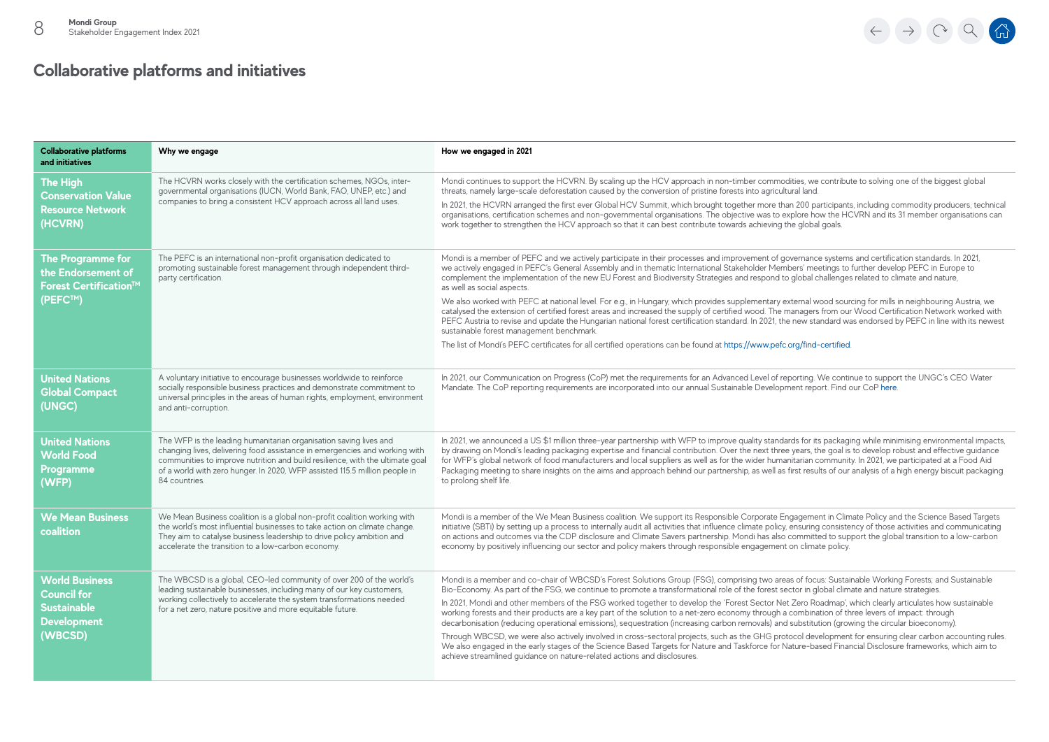# Collaborative platforms and initiatives

| Collaborative platforms and initiatives | Why we engage | How we engaged in 2021 |
|---|---|---|
| **The High Conservation Value Resource Network (HCVRN)** | The HCVRN works closely with the certification schemes, NGOs, inter-governmental organisations (IUCN, World Bank, FAO, UNEP, etc.) and companies to bring a consistent HCV approach across all land uses. | Mondi continues to support the HCVRN. By scaling up the HCV approach in non-timber commodities, we contribute to solving one of the biggest global threats, namely large-scale deforestation caused by the conversion of pristine forests into agricultural land. In 2021, the HCVRN arranged the first ever Global HCV Summit, which brought together more than 200 participants, including commodity producers, technical organisations, certification schemes and non-governmental organisations. The objective was to explore how the HCVRN and its 31 member organisations can work together to strengthen the HCV approach so that it can best contribute towards achieving the global goals. |
| **The Programme for the Endorsement of Forest Certification™ (PEFC™)** | The PEFC is an international non-profit organisation dedicated to promoting sustainable forest management through independent third-party certification. | Mondi is a member of PEFC and we actively participate in their processes and improvement of governance systems and certification standards. In 2021, we actively engaged in PEFC's General Assembly and in thematic International Stakeholder Members' meetings to further develop PEFC in Europe to complement the implementation of the new EU Forest and Biodiversity Strategies and respond to global challenges related to climate and nature, as well as social aspects. We also worked with PEFC at national level. For e.g., in Hungary, which provides supplementary external wood sourcing for mills in neighbouring Austria, we catalysed the extension of certified forest areas and increased the supply of certified wood. The managers from our Wood Certification Network worked with PEFC Austria to revise and update the Hungarian national forest certification standard. In 2021, the new standard was endorsed by PEFC in line with its newest sustainable forest management benchmark. The list of Mondi's PEFC certificates for all certified operations can be found at https://www.pefc.org/find-certified. |
| **United Nations Global Compact (UNGC)** | A voluntary initiative to encourage businesses worldwide to reinforce socially responsible business practices and demonstrate commitment to universal principles in the areas of human rights, employment, environment and anti-corruption. | In 2021, our Communication on Progress (CoP) met the requirements for an Advanced Level of reporting. We continue to support the UNGC's CEO Water Mandate. The CoP reporting requirements are incorporated into our annual Sustainable Development report. Find our CoP here. |
| **United Nations World Food Programme (WFP)** | The WFP is the leading humanitarian organisation saving lives and changing lives, delivering food assistance in emergencies and working with communities to improve nutrition and build resilience, with the ultimate goal of a world with zero hunger. In 2020, WFP assisted 115.5 million people in 84 countries. | In 2021, we announced a US $1 million three-year partnership with WFP to improve quality standards for its packaging while minimising environmental impacts, by drawing on Mondi's leading packaging expertise and financial contribution. Over the next three years, the goal is to develop robust and effective guidance for WFP's global network of food manufacturers and local suppliers as well as for the wider humanitarian community. In 2021, we participated at a Food Aid Packaging meeting to share insights on the aims and approach behind our partnership, as well as first results of our analysis of a high energy biscuit packaging to prolong shelf life. |
| **We Mean Business coalition** | We Mean Business coalition is a global non-profit coalition working with the world's most influential businesses to take action on climate change. They aim to catalyse business leadership to drive policy ambition and accelerate the transition to a low-carbon economy. | Mondi is a member of the We Mean Business coalition. We support its Responsible Corporate Engagement in Climate Policy and the Science Based Targets initiative (SBTi) by setting up a process to internally audit all activities that influence climate policy, ensuring consistency of those activities and communicating on actions and outcomes via the CDP disclosure and Climate Savers partnership. Mondi has also committed to support the global transition to a low-carbon economy by positively influencing our sector and policy makers through responsible engagement on climate policy. |
| **World Business Council for Sustainable Development (WBCSD)** | The WBCSD is a global, CEO-led community of over 200 of the world's leading sustainable businesses, including many of our key customers, working collectively to accelerate the system transformations needed for a net zero, nature positive and more equitable future. | Mondi is a member and co-chair of WBCSD's Forest Solutions Group (FSG), comprising two areas of focus: Sustainable Working Forests; and Sustainable Bio-Economy. As part of the FSG, we continue to promote a transformational role of the forest sector in global climate and nature strategies. In 2021, Mondi and other members of the FSG worked together to develop the 'Forest Sector Net Zero Roadmap', which clearly articulates how sustainable working forests and their products are a key part of the solution to a net-zero economy through a combination of three levers of impact: through decarbonisation (reducing operational emissions), sequestration (increasing carbon removals) and substitution (growing the circular bioeconomy). Through WBCSD, we were also actively involved in cross-sectoral projects, such as the GHG protocol development for ensuring clear carbon accounting rules. We also engaged in the early stages of the Science Based Targets for Nature and Taskforce for Nature-based Financial Disclosure frameworks, which aim to achieve streamlined guidance on nature-related actions and disclosures. |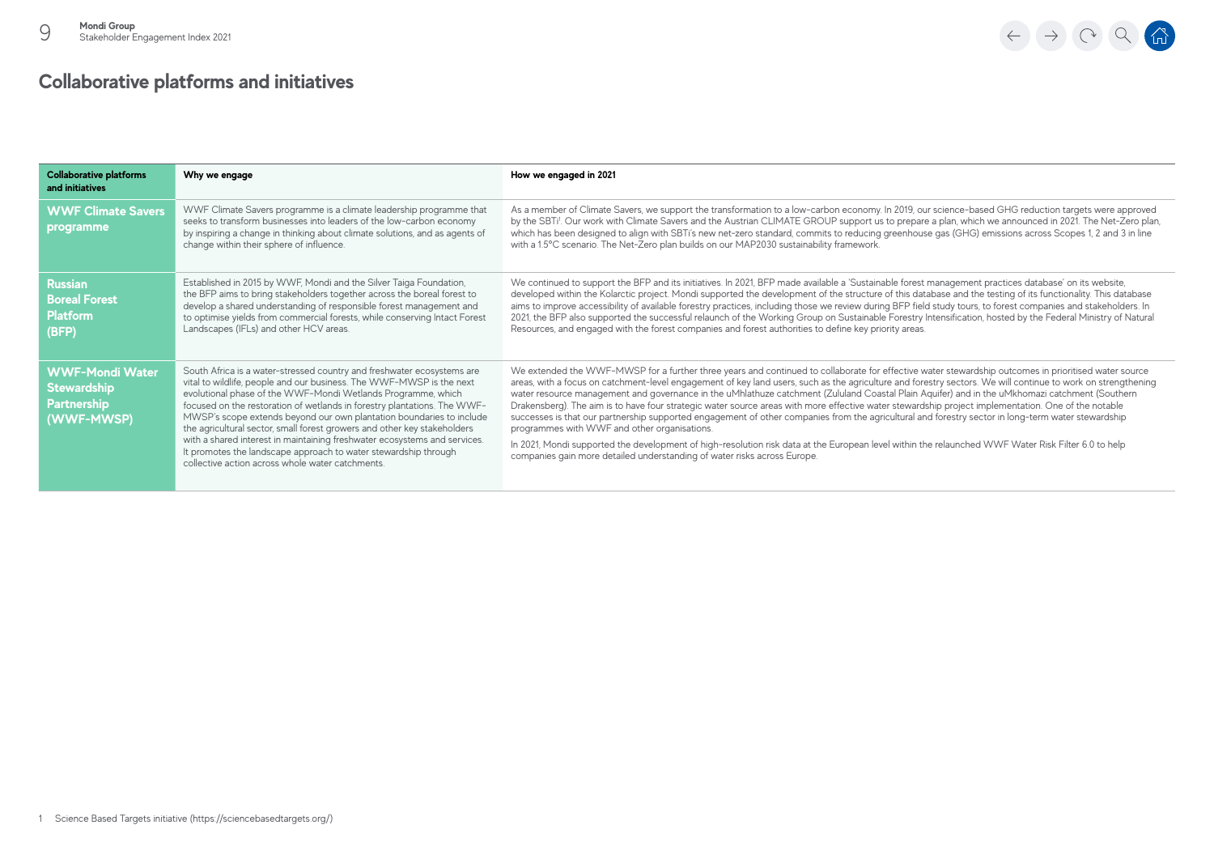## Collaborative platforms and initiatives

| Collaborative platforms and initiatives | Why we engage | How we engaged in 2021 |
| --- | --- | --- |
| **WWF Climate Savers programme** | WWF Climate Savers programme is a climate leadership programme that seeks to transform businesses into leaders of the low-carbon economy by inspiring a change in thinking about climate solutions, and as agents of change within their sphere of influence. | As a member of Climate Savers, we support the transformation to a low-carbon economy. In 2019, our science-based GHG reduction targets were approved by the SBTi[1]. Our work with Climate Savers and the Austrian CLIMATE GROUP support us to prepare a plan, which we announced in 2021. The Net-Zero plan, which has been designed to align with SBTi's new net-zero standard, commits to reducing greenhouse gas (GHG) emissions across Scopes 1, 2 and 3 in line with a 1.5°C scenario. The Net-Zero plan builds on our MAP2030 sustainability framework. |
| **Russian Boreal Forest Platform (BFP)** | Established in 2015 by WWF, Mondi and the Silver Taiga Foundation, the BFP aims to bring stakeholders together across the boreal forest to develop a shared understanding of responsible forest management and to optimise yields from commercial forests, while conserving Intact Forest Landscapes (IFLs) and other HCV areas. | We continued to support the BFP and its initiatives. In 2021, BFP made available a 'Sustainable forest management practices database' on its website, developed within the Kolarctic project. Mondi supported the development of the structure of this database and the testing of its functionality. This database aims to improve accessibility of available forestry practices, including those we review during BFP field study tours, to forest companies and stakeholders. In 2021, the BFP also supported the successful relaunch of the Working Group on Sustainable Forestry Intensification, hosted by the Federal Ministry of Natural Resources, and engaged with the forest companies and forest authorities to define key priority areas. |
| **WWF-Mondi Water Stewardship Partnership (WWF-MWSP)** | South Africa is a water-stressed country and freshwater ecosystems are vital to wildlife, people and our business. The WWF-MWSP is the next evolutional phase of the WWF-Mondi Wetlands Programme, which focused on the restoration of wetlands in forestry plantations. The WWF-MWSP's scope extends beyond our own plantation boundaries to include the agricultural sector, small forest growers and other key stakeholders with a shared interest in maintaining freshwater ecosystems and services. It promotes the landscape approach to water stewardship through collective action across whole water catchments. | We extended the WWF-MWSP for a further three years and continued to collaborate for effective water stewardship outcomes in prioritised water source areas, with a focus on catchment-level engagement of key land users, such as the agriculture and forestry sectors. We will continue to work on strengthening water resource management and governance in the uMhlathuze catchment (Zululand Coastal Plain Aquifer) and in the uMkhomazi catchment (Southern Drakensberg). The aim is to have four strategic water source areas with more effective water stewardship project implementation. One of the notable successes is that our partnership supported engagement of other companies from the agricultural and forestry sector in long-term water stewardship programmes with WWF and other organisations.<br><br>In 2021, Mondi supported the development of high-resolution risk data at the European level within the relaunched WWF Water Risk Filter 6.0 to help companies gain more detailed understanding of water risks across Europe. |

1 Science Based Targets initiative (https://sciencebasedtargets.org/)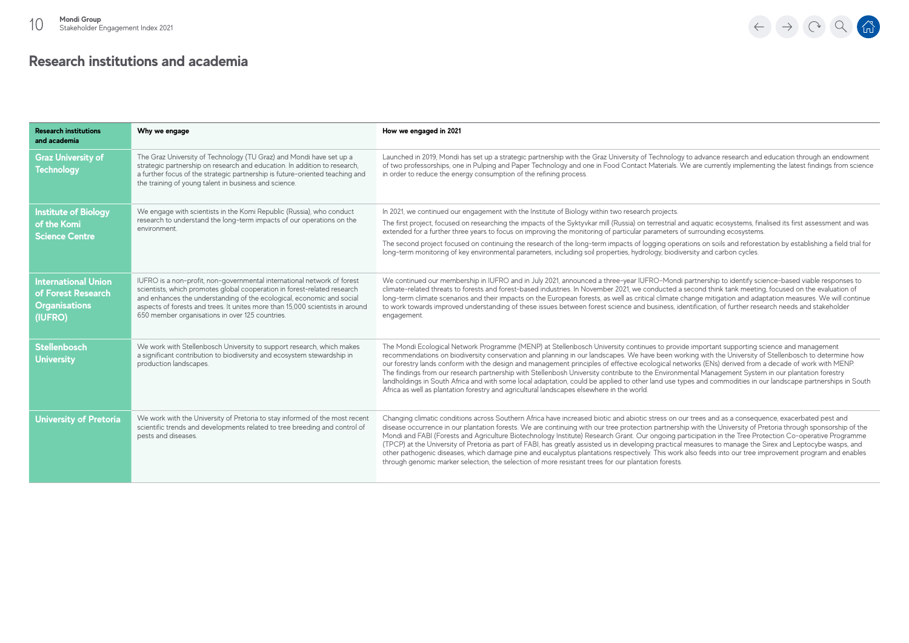## Research institutions and academia

| Research institutions and academia | Why we engage | How we engaged in 2021 |
| --- | --- | --- |
| **Graz University of Technology** | The Graz University of Technology (TU Graz) and Mondi have set up a strategic partnership on research and education. In addition to research, a further focus of the strategic partnership is future-oriented teaching and the training of young talent in business and science. | Launched in 2019, Mondi has set up a strategic partnership with the Graz University of Technology to advance research and education through an endowment of two professorships, one in Pulping and Paper Technology and one in Food Contact Materials. We are currently implementing the latest findings from science in order to reduce the energy consumption of the refining process. |
| **Institute of Biology of the Komi Science Centre** | We engage with scientists in the Komi Republic (Russia), who conduct research to understand the long-term impacts of our operations on the environment. | In 2021, we continued our engagement with the Institute of Biology within two research projects.<br>The first project, focused on researching the impacts of the Syktyvkar mill (Russia) on terrestrial and aquatic ecosystems, finalised its first assessment and was extended for a further three years to focus on improving the monitoring of particular parameters of surrounding ecosystems.<br>The second project focused on continuing the research of the long-term impacts of logging operations on soils and reforestation by establishing a field trial for long-term monitoring of key environmental parameters, including soil properties, hydrology, biodiversity and carbon cycles. |
| **International Union of Forest Research Organisations (IUFRO)** | IUFRO is a non-profit, non-governmental international network of forest scientists, which promotes global cooperation in forest-related research and enhances the understanding of the ecological, economic and social aspects of forests and trees. It unites more than 15,000 scientists in around 650 member organisations in over 125 countries. | We continued our membership in IUFRO and in July 2021, announced a three-year IUFRO-Mondi partnership to identify science-based viable responses to climate-related threats to forests and forest-based industries. In November 2021, we conducted a second think tank meeting, focused on the evaluation of long-term climate scenarios and their impacts on the European forests, as well as critical climate change mitigation and adaptation measures. We will continue to work towards improved understanding of these issues between forest science and business, identification, of further research needs and stakeholder engagement. |
| **Stellenbosch University** | We work with Stellenbosch University to support research, which makes a significant contribution to biodiversity and ecosystem stewardship in production landscapes. | The Mondi Ecological Network Programme (MENP) at Stellenbosch University continues to provide important supporting science and management recommendations on biodiversity conservation and planning in our landscapes. We have been working with the University of Stellenbosch to determine how our forestry lands conform with the design and management principles of effective ecological networks (ENs) derived from a decade of work with MENP.<br>The findings from our research partnership with Stellenbosh University contribute to the Environmental Management System in our plantation forestry landholdings in South Africa and with some local adaptation, could be applied to other land use types and commodities in our landscape partnerships in South Africa as well as plantation forestry and agricultural landscapes elsewhere in the world. |
| **University of Pretoria** | We work with the University of Pretoria to stay informed of the most recent scientific trends and developments related to tree breeding and control of pests and diseases. | Changing climatic conditions across Southern Africa have increased biotic and abiotic stress on our trees and as a consequence, exacerbated pest and disease occurrence in our plantation forests. We are continuing with our tree protection partnership with the University of Pretoria through sponsorship of the Mondi and FABI (Forests and Agriculture Biotechnology Institute) Research Grant. Our ongoing participation in the Tree Protection Co-operative Programme (TPCP) at the University of Pretoria as part of FABI, has greatly assisted us in developing practical measures to manage the Sirex and Leptocybe wasps, and other pathogenic diseases, which damage pine and eucalyptus plantations respectively. This work also feeds into our tree improvement program and enables through genomic marker selection, the selection of more resistant trees for our plantation forests. |